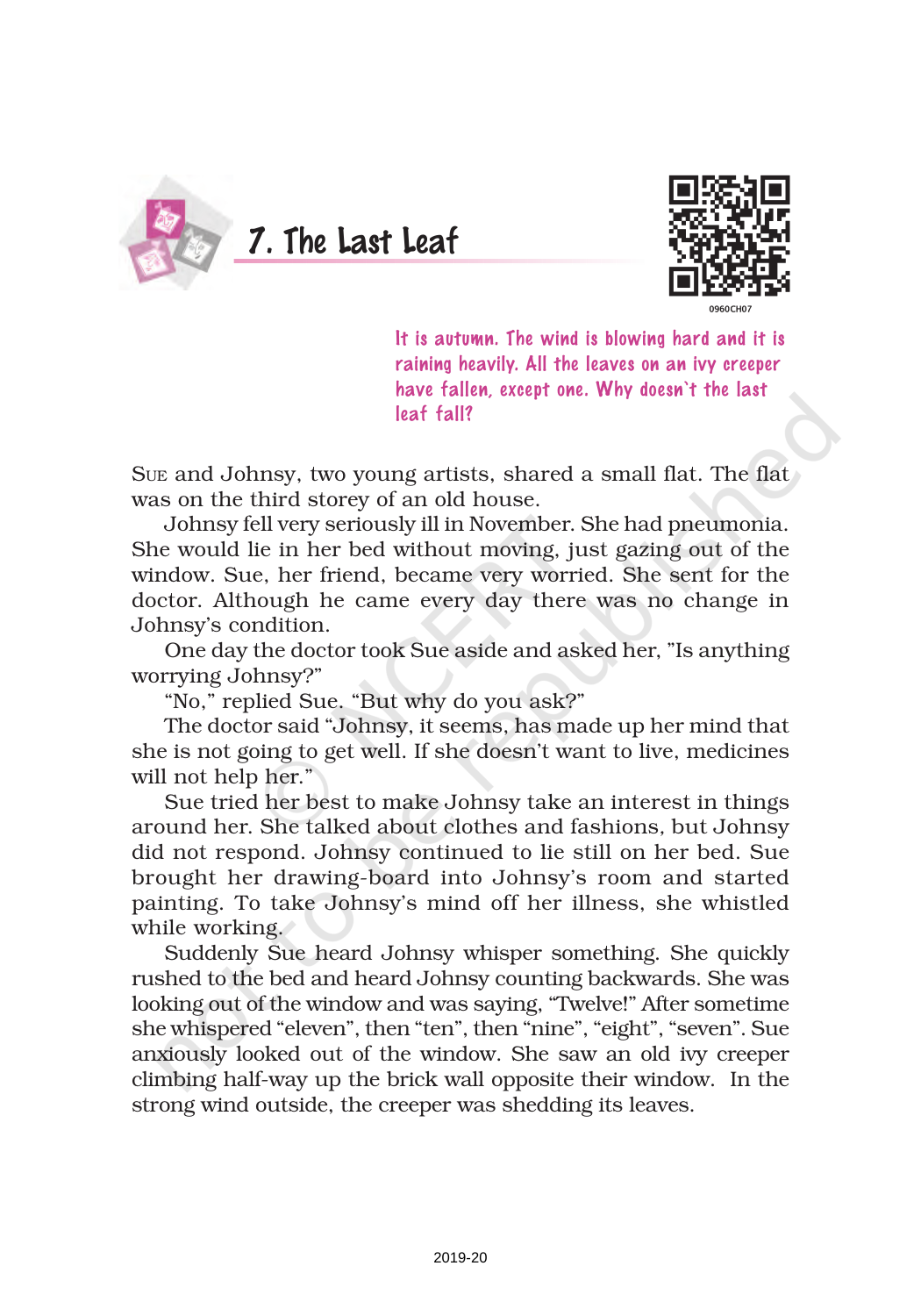# 7. The Last Leaf

*It is autumn. The wind is blowing hard and it is raining heavily. All the leaves on an ivy creeper have fallen, except one. Why doesn't the last leaf fall?*

SUE and Johnsy, two young artists, shared a small flat. The flat was on the third storey of an old house.

Johnsy fell very seriously ill in November. She had pneumonia. She would lie in her bed without moving, just gazing out of the window. Sue, her friend, became very worried. She sent for the doctor. Although he came every day there was no change in Johnsy's condition.

One day the doctor took Sue aside and asked her, "Is anything worrying Johnsy?"

"No," replied Sue. "But why do you ask?"

The doctor said "Johnsy, it seems, has made up her mind that she is not going to get well. If she doesn't want to live, medicines will not help her."

Sue tried her best to make Johnsy take an interest in things around her. She talked about clothes and fashions, but Johnsy did not respond. Johnsy continued to lie still on her bed. Sue brought her drawing-board into Johnsy's room and started painting. To take Johnsy's mind off her illness, she whistled while working.

Suddenly Sue heard Johnsy whisper something. She quickly rushed to the bed and heard Johnsy counting backwards. She was looking out of the window and was saying, "Twelve!" After sometime she whispered "eleven", then "ten", then "nine", "eight", "seven". Sue anxiously looked out of the window. She saw an old ivy creeper climbing half-way up the brick wall opposite their window. In the strong wind outside, the creeper was shedding its leaves.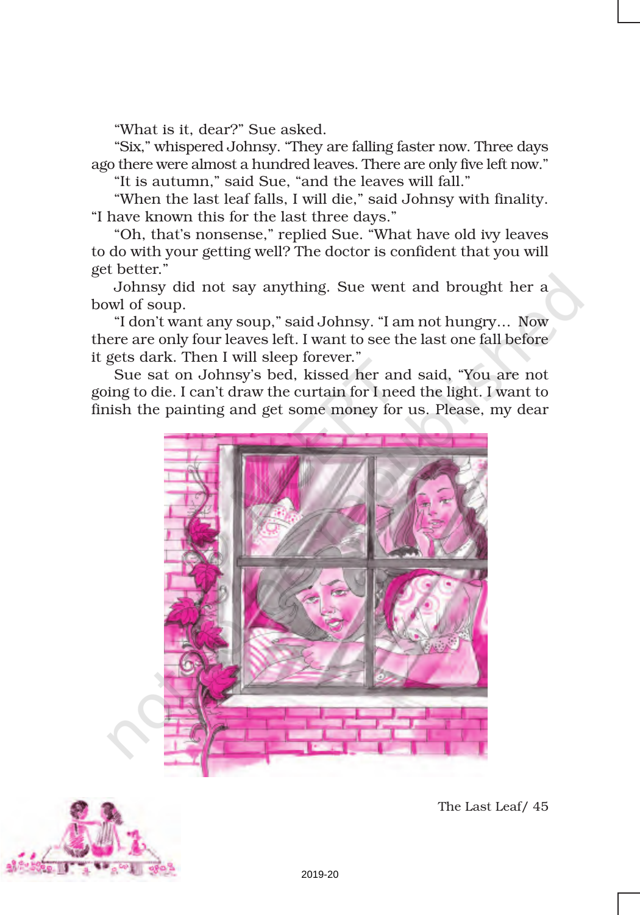"What is it, dear?" Sue asked.

"Six," whispered Johnsy. "They are falling faster now. Three days ago there were almost a hundred leaves. There are only five left now."

"It is autumn," said Sue, "and the leaves will fall."

"When the last leaf falls, I will die," said Johnsy with finality. "I have known this for the last three days."

"Oh, that's nonsense," replied Sue. "What have old ivy leaves to do with your getting well? The doctor is confident that you will get better."

Johnsy did not say anything. Sue went and brought her a bowl of soup.

"I don't want any soup," said Johnsy. "I am not hungry... Now there are only four leaves left. I want to see the last one fall before it gets dark. Then I will sleep forever."

Sue sat on Johnsy's bed, kissed her and said, "You are not going to die. I can't draw the curtain for I need the light. I want to finish the painting and get some money for us. Please, my dear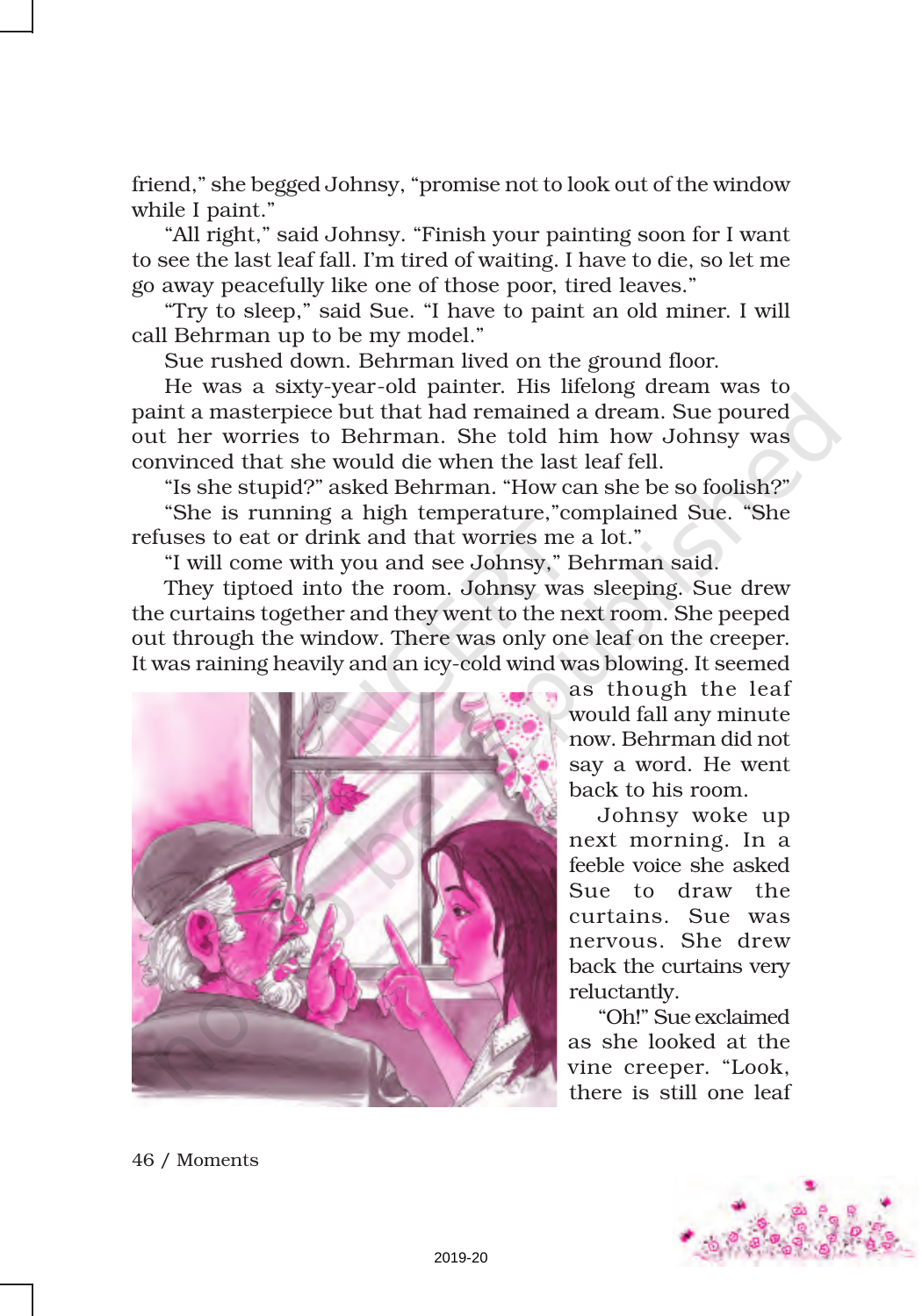friend," she begged Johnsy, "promise not to look out of the window while I paint."

"All right," said Johnsy. "Finish your painting soon for I want to see the last leaf fall. I'm tired of waiting. I have to die, so let me go away peacefully like one of those poor, tired leaves."

"Try to sleep," said Sue. "I have to paint an old miner. I will call Behrman up to be my model."

Sue rushed down. Behrman lived on the ground floor.

He was a sixty-year-old painter. His lifelong dream was to paint a masterpiece but that had remained a dream. Sue poured out her worries to Behrman. She told him how Johnsy was convinced that she would die when the last leaf fell.

"Is she stupid?" asked Behrman. "How can she be so foolish?"

"She is running a high temperature,"complained Sue. "She refuses to eat or drink and that worries me a lot."

"I will come with you and see Johnsy," Behrman said.

They tiptoed into the room. Johnsy was sleeping. Sue drew the curtains together and they went to the next room. She peeped out through the window. There was only one leaf on the creeper. It was raining heavily and an icy-cold wind was blowing. It seemed as though the leaf would fall any minute now. Behrman did not say a word. He went back to his room.

Johnsy woke up next morning. In a feeble voice she asked Sue to draw the curtains. Sue was nervous. She drew back the curtains very reluctantly.

"Oh!" Sue exclaimed as she looked at the vine creeper. "Look, there is still one leaf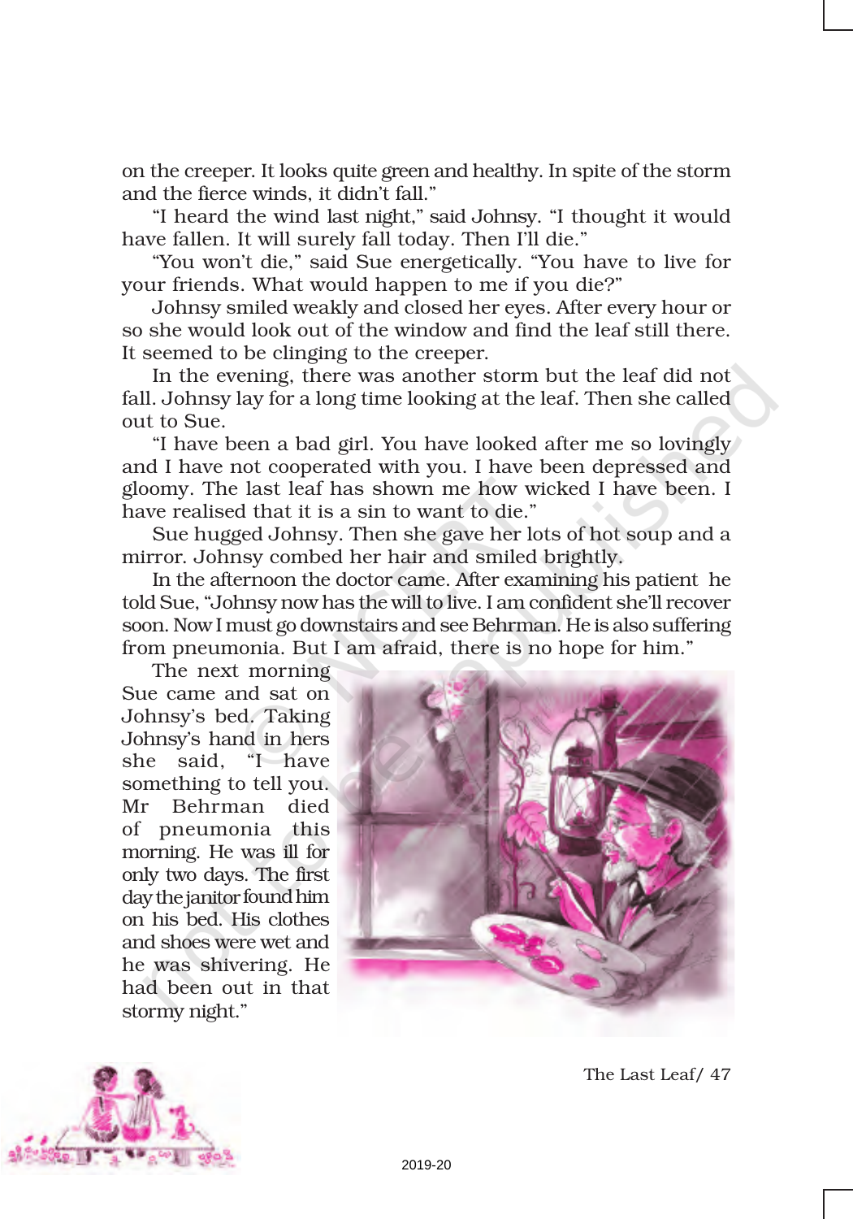on the creeper. It looks quite green and healthy. In spite of the storm and the fierce winds, it didn't fall."

"I heard the wind last night," said Johnsy. "I thought it would have fallen. It will surely fall today. Then I'll die."

"You won't die," said Sue energetically. "You have to live for your friends. What would happen to me if you die?"

Johnsy smiled weakly and closed her eyes. After every hour or so she would look out of the window and find the leaf still there. It seemed to be clinging to the creeper.

In the evening, there was another storm but the leaf did not fall. Johnsy lay for a long time looking at the leaf. Then she called out to Sue.

"I have been a bad girl. You have looked after me so lovingly and I have not cooperated with you. I have been depressed and gloomy. The last leaf has shown me how wicked I have been. I have realised that it is a sin to want to die."

Sue hugged Johnsy. Then she gave her lots of hot soup and a mirror. Johnsy combed her hair and smiled brightly.

In the afternoon the doctor came. After examining his patient he told Sue, "Johnsy now has the will to live. I am confident she'll recover soon. Now I must go downstairs and see Behrman. He is also suffering from pneumonia. But I am afraid, there is no hope for him."

The next morning Sue came and sat on Johnsy's bed. Taking Johnsy's hand in hers she said, "I have something to tell you. Mr Behrman died of pneumonia this morning. He was ill for only two days. The first day the janitor found him on his bed. His clothes and shoes were wet and he was shivering. He had been out in that stormy night."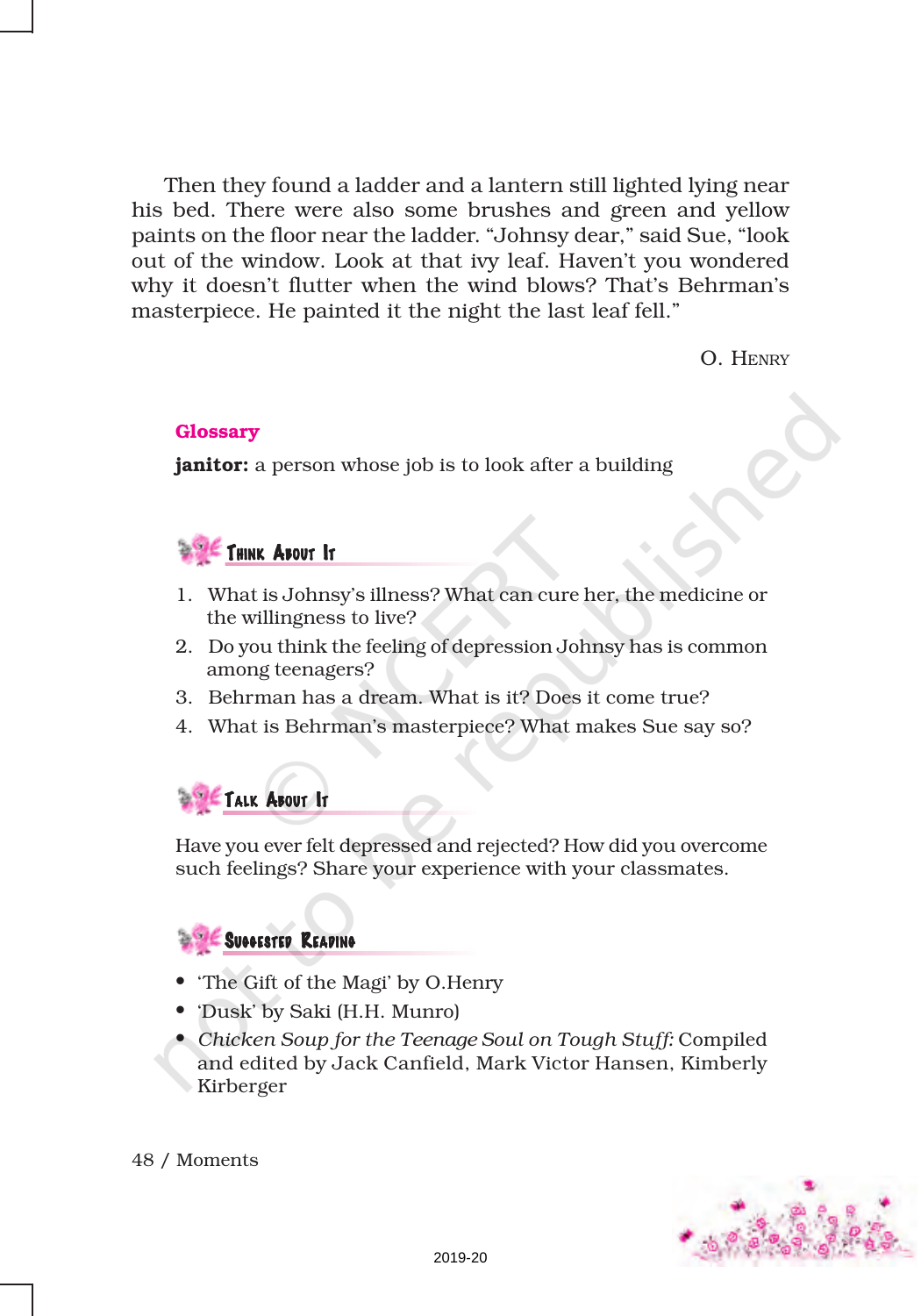Then they found a ladder and a lantern still lighted lying near his bed. There were also some brushes and green and yellow paints on the floor near the ladder. "Johnsy dear," said Sue, "look out of the window. Look at that ivy leaf. Haven't you wondered why it doesn't flutter when the wind blows? That's Behrman's masterpiece. He painted it the night the last leaf fell."

O. Henry

## Glossary

**janitor:** a person whose job is to look after a building

## Think About It

1. What is Johnsy's illness? What can cure her, the medicine or the willingness to live?
2. Do you think the feeling of depression Johnsy has is common among teenagers?
3. Behrman has a dream. What is it? Does it come true?
4. What is Behrman's masterpiece? What makes Sue say so?

## Talk About It

Have you ever felt depressed and rejected? How did you overcome such feelings? Share your experience with your classmates.

## Suggested Reading

- 'The Gift of the Magi' by O.Henry
- 'Dusk' by Saki (H.H. Munro)
- *Chicken Soup for the Teenage Soul on Tough Stuff*: Compiled and edited by Jack Canfield, Mark Victor Hansen, Kimberly Kirberger